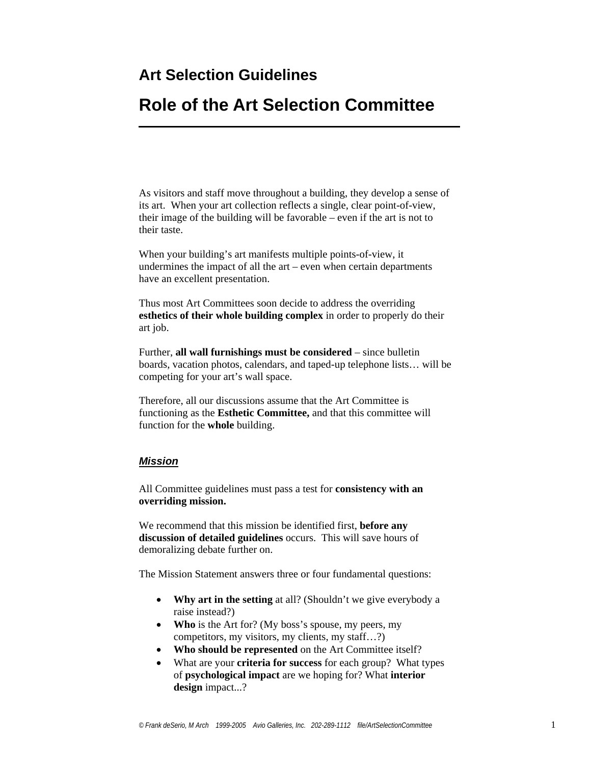# Art Selection Guidelines

# Role of the Art Selection Committee

As visitors and staff move throughout a building, they develop a sense of its art. When your art collection reflects a single, clear point-of-view, their image of the building will be favorable – even if the art is not to their taste.

When your building's art manifests multiple points-of-view, it undermines the impact of all the art – even when certain departments have an excellent presentation.

Thus most Art Committees soon decide to address the overriding **esthetics of their whole building complex** in order to properly do their art job.

Further, **all wall furnishings must be considered** – since bulletin boards, vacation photos, calendars, and taped-up telephone lists… will be competing for your art's wall space.

Therefore, all our discussions assume that the Art Committee is functioning as the **Esthetic Committee,** and that this committee will function for the **whole** building.

## ***Mission***

All Committee guidelines must pass a test for **consistency with an overriding mission.**

We recommend that this mission be identified first, **before any discussion of detailed guidelines** occurs. This will save hours of demoralizing debate further on.

The Mission Statement answers three or four fundamental questions:

- **Why art in the setting** at all? (Shouldn't we give everybody a raise instead?)
- **Who** is the Art for? (My boss's spouse, my peers, my competitors, my visitors, my clients, my staff…?)
- **Who should be represented** on the Art Committee itself?
- What are your **criteria for success** for each group? What types of **psychological impact** are we hoping for? What **interior design** impact...?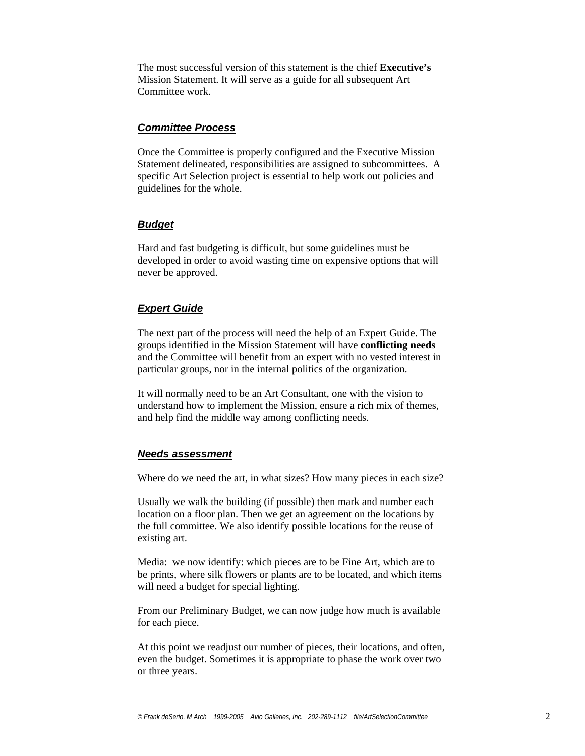The most successful version of this statement is the chief **Executive's** Mission Statement. It will serve as a guide for all subsequent Art Committee work.

### ***Committee Process***

Once the Committee is properly configured and the Executive Mission Statement delineated, responsibilities are assigned to subcommittees. A specific Art Selection project is essential to help work out policies and guidelines for the whole.

### ***Budget***

Hard and fast budgeting is difficult, but some guidelines must be developed in order to avoid wasting time on expensive options that will never be approved.

### ***Expert Guide***

The next part of the process will need the help of an Expert Guide. The groups identified in the Mission Statement will have **conflicting needs** and the Committee will benefit from an expert with no vested interest in particular groups, nor in the internal politics of the organization.

It will normally need to be an Art Consultant, one with the vision to understand how to implement the Mission, ensure a rich mix of themes, and help find the middle way among conflicting needs.

### ***Needs assessment***

Where do we need the art, in what sizes? How many pieces in each size?

Usually we walk the building (if possible) then mark and number each location on a floor plan. Then we get an agreement on the locations by the full committee. We also identify possible locations for the reuse of existing art.

Media: we now identify: which pieces are to be Fine Art, which are to be prints, where silk flowers or plants are to be located, and which items will need a budget for special lighting.

From our Preliminary Budget, we can now judge how much is available for each piece.

At this point we readjust our number of pieces, their locations, and often, even the budget. Sometimes it is appropriate to phase the work over two or three years.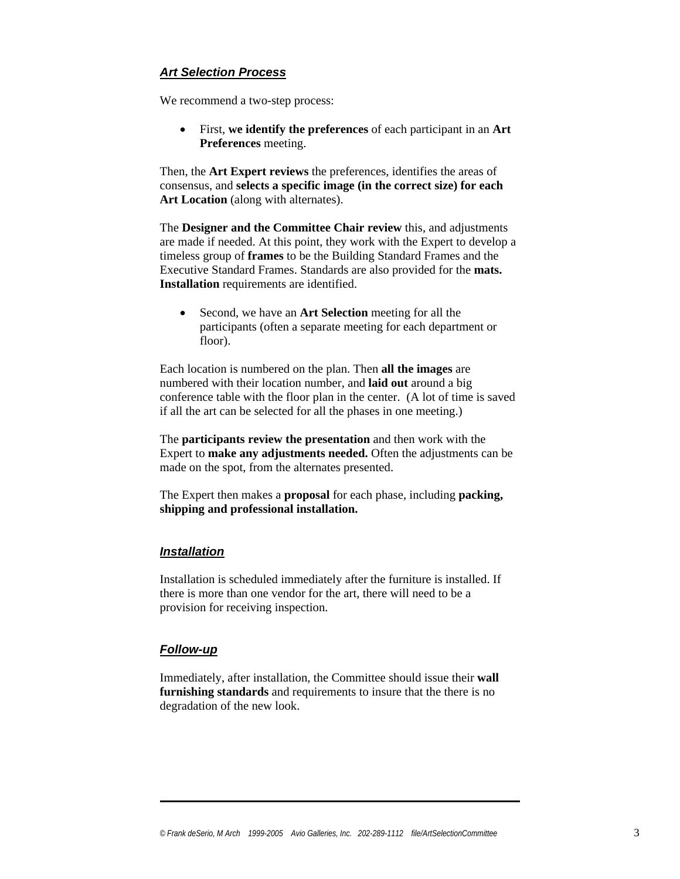### ***Art Selection Process***

We recommend a two-step process:

- First, **we identify the preferences** of each participant in an **Art Preferences** meeting.

Then, the **Art Expert reviews** the preferences, identifies the areas of consensus, and **selects a specific image (in the correct size) for each Art Location** (along with alternates).

The **Designer and the Committee Chair review** this, and adjustments are made if needed. At this point, they work with the Expert to develop a timeless group of **frames** to be the Building Standard Frames and the Executive Standard Frames. Standards are also provided for the **mats. Installation** requirements are identified.

- Second, we have an **Art Selection** meeting for all the participants (often a separate meeting for each department or floor).

Each location is numbered on the plan. Then **all the images** are numbered with their location number, and **laid out** around a big conference table with the floor plan in the center. (A lot of time is saved if all the art can be selected for all the phases in one meeting.)

The **participants review the presentation** and then work with the Expert to **make any adjustments needed.** Often the adjustments can be made on the spot, from the alternates presented.

The Expert then makes a **proposal** for each phase, including **packing, shipping and professional installation.**

### ***Installation***

Installation is scheduled immediately after the furniture is installed. If there is more than one vendor for the art, there will need to be a provision for receiving inspection.

### ***Follow-up***

Immediately, after installation, the Committee should issue their **wall furnishing standards** and requirements to insure that the there is no degradation of the new look.